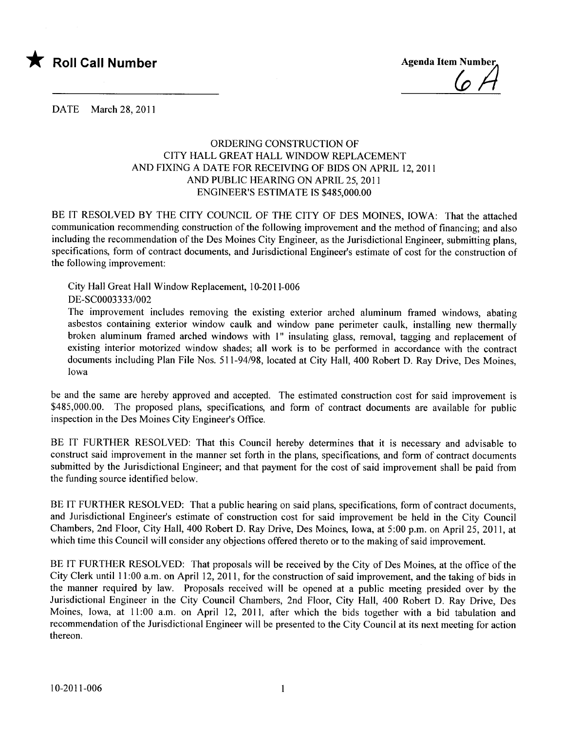★ **Roll Call Number**

Agenda Item Number
6A

DATE March 28, 2011

ORDERING CONSTRUCTION OF
CITY HALL GREAT HALL WINDOW REPLACEMENT
AND FIXING A DATE FOR RECEIVING OF BIDS ON APRIL 12, 2011
AND PUBLIC HEARING ON APRIL 25, 2011
ENGINEER'S ESTIMATE IS $485,000.00

BE IT RESOLVED BY THE CITY COUNCIL OF THE CITY OF DES MOINES, IOWA: That the attached communication recommending construction of the following improvement and the method of financing; and also including the recommendation of the Des Moines City Engineer, as the Jurisdictional Engineer, submitting plans, specifications, form of contract documents, and Jurisdictional Engineer's estimate of cost for the construction of the following improvement:

City Hall Great Hall Window Replacement, 10-2011-006
DE-SC0003333/002
The improvement includes removing the existing exterior arched aluminum framed windows, abating asbestos containing exterior window caulk and window pane perimeter caulk, installing new thermally broken aluminum framed arched windows with 1" insulating glass, removal, tagging and replacement of existing interior motorized window shades; all work is to be performed in accordance with the contract documents including Plan File Nos. 511-94/98, located at City Hall, 400 Robert D. Ray Drive, Des Moines, Iowa

be and the same are hereby approved and accepted. The estimated construction cost for said improvement is $485,000.00. The proposed plans, specifications, and form of contract documents are available for public inspection in the Des Moines City Engineer's Office.

BE IT FURTHER RESOLVED: That this Council hereby determines that it is necessary and advisable to construct said improvement in the manner set forth in the plans, specifications, and form of contract documents submitted by the Jurisdictional Engineer; and that payment for the cost of said improvement shall be paid from the funding source identified below.

BE IT FURTHER RESOLVED: That a public hearing on said plans, specifications, form of contract documents, and Jurisdictional Engineer's estimate of construction cost for said improvement be held in the City Council Chambers, 2nd Floor, City Hall, 400 Robert D. Ray Drive, Des Moines, Iowa, at 5:00 p.m. on April 25, 2011, at which time this Council will consider any objections offered thereto or to the making of said improvement.

BE IT FURTHER RESOLVED: That proposals will be received by the City of Des Moines, at the office of the City Clerk until 11:00 a.m. on April 12, 2011, for the construction of said improvement, and the taking of bids in the manner required by law. Proposals received will be opened at a public meeting presided over by the Jurisdictional Engineer in the City Council Chambers, 2nd Floor, City Hall, 400 Robert D. Ray Drive, Des Moines, Iowa, at 11:00 a.m. on April 12, 2011, after which the bids together with a bid tabulation and recommendation of the Jurisdictional Engineer will be presented to the City Council at its next meeting for action thereon.

10-2011-006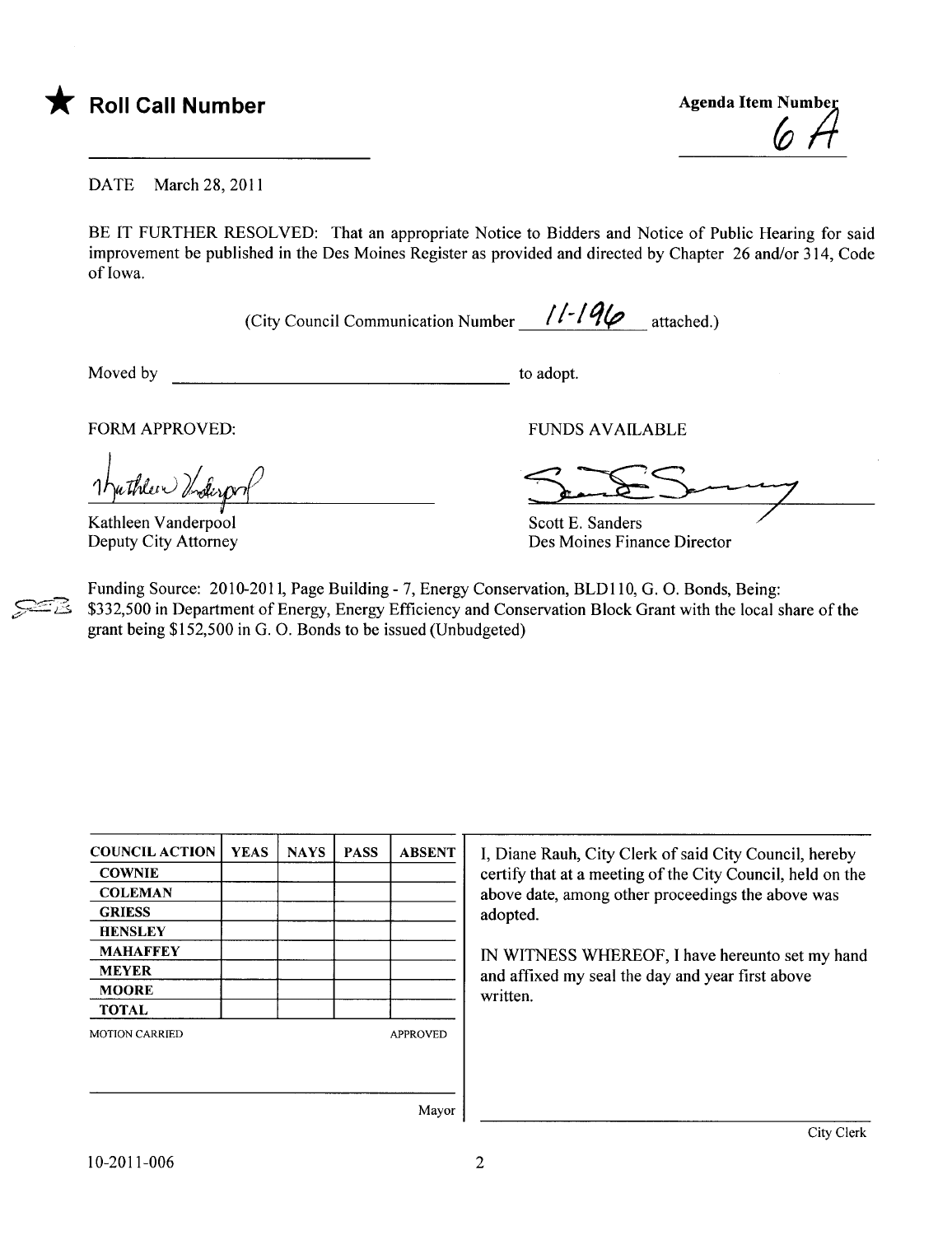★ **Roll Call Number**

**Agenda Item Number**
6 A

DATE March 28, 2011

BE IT FURTHER RESOLVED: That an appropriate Notice to Bidders and Notice of Public Hearing for said improvement be published in the Des Moines Register as provided and directed by Chapter 26 and/or 314, Code of Iowa.

(City Council Communication Number 11-196 attached.)

Moved by ______________________ to adopt.

FORM APPROVED:

Kathleen Vanderpool
Deputy City Attorney

FUNDS AVAILABLE

Scott E. Sanders
Des Moines Finance Director

Funding Source: 2010-2011, Page Building - 7, Energy Conservation, BLD110, G. O. Bonds, Being: $332,500 in Department of Energy, Energy Efficiency and Conservation Block Grant with the local share of the grant being $152,500 in G. O. Bonds to be issued (Unbudgeted)

| COUNCIL ACTION | YEAS | NAYS | PASS | ABSENT |
|---|---|---|---|---|
| COWNIE | | | | |
| COLEMAN | | | | |
| GRIESS | | | | |
| HENSLEY | | | | |
| MAHAFFEY | | | | |
| MEYER | | | | |
| MOORE | | | | |
| TOTAL | | | | |

MOTION CARRIED APPROVED

Mayor

I, Diane Rauh, City Clerk of said City Council, hereby certify that at a meeting of the City Council, held on the above date, among other proceedings the above was adopted.

IN WITNESS WHEREOF, I have hereunto set my hand and affixed my seal the day and year first above written.

City Clerk

10-2011-006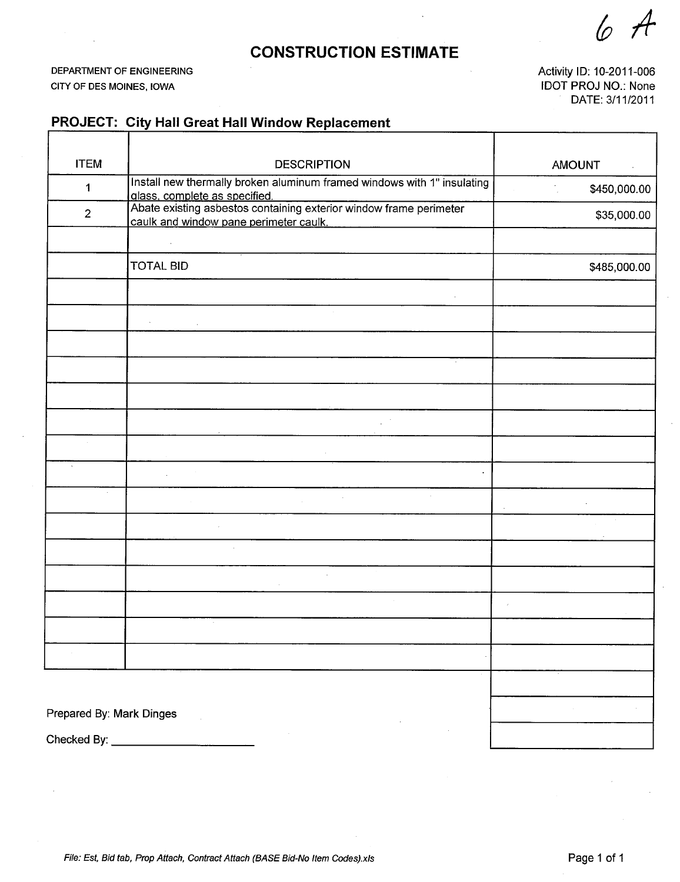6 A

# CONSTRUCTION ESTIMATE

DEPARTMENT OF ENGINEERING
CITY OF DES MOINES, IOWA

Activity ID: 10-2011-006
IDOT PROJ NO.: None
DATE: 3/11/2011

## PROJECT: City Hall Great Hall Window Replacement

| ITEM | DESCRIPTION | AMOUNT |
|---|---|---|
| 1 | Install new thermally broken aluminum framed windows with 1" insulating glass, complete as specified. | $450,000.00 |
| 2 | Abate existing asbestos containing exterior window frame perimeter caulk and window pane perimeter caulk. | $35,000.00 |
| | | |
| | TOTAL BID | $485,000.00 |

Prepared By: Mark Dinges

Checked By: ______________________

*File: Est, Bid tab, Prop Attach, Contract Attach (BASE Bid-No Item Codes).xls*